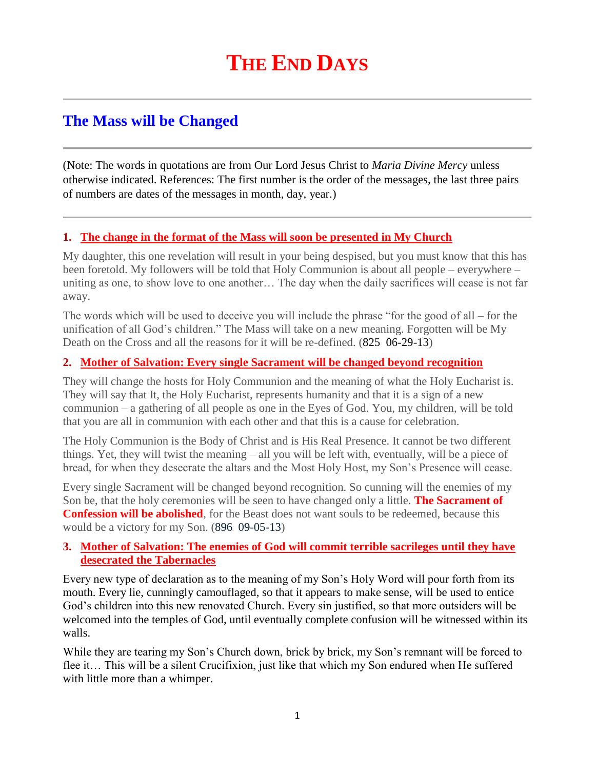# THE END DAYS

## The Mass will be Changed

(Note: The words in quotations are from Our Lord Jesus Christ to *Maria Divine Mercy* unless otherwise indicated. References: The first number is the order of the messages, the last three pairs of numbers are dates of the messages in month, day, year.)

### 1. The change in the format of the Mass will soon be presented in My Church

My daughter, this one revelation will result in your being despised, but you must know that this has been foretold. My followers will be told that Holy Communion is about all people – everywhere – uniting as one, to show love to one another… The day when the daily sacrifices will cease is not far away.

The words which will be used to deceive you will include the phrase "for the good of all – for the unification of all God's children." The Mass will take on a new meaning. Forgotten will be My Death on the Cross and all the reasons for it will be re-defined. (825 06-29-13)

### 2. Mother of Salvation: Every single Sacrament will be changed beyond recognition

They will change the hosts for Holy Communion and the meaning of what the Holy Eucharist is. They will say that It, the Holy Eucharist, represents humanity and that it is a sign of a new communion – a gathering of all people as one in the Eyes of God. You, my children, will be told that you are all in communion with each other and that this is a cause for celebration.

The Holy Communion is the Body of Christ and is His Real Presence. It cannot be two different things. Yet, they will twist the meaning – all you will be left with, eventually, will be a piece of bread, for when they desecrate the altars and the Most Holy Host, my Son's Presence will cease.

Every single Sacrament will be changed beyond recognition. So cunning will the enemies of my Son be, that the holy ceremonies will be seen to have changed only a little. **The Sacrament of Confession will be abolished**, for the Beast does not want souls to be redeemed, because this would be a victory for my Son. (896 09-05-13)

### 3. Mother of Salvation: The enemies of God will commit terrible sacrileges until they have desecrated the Tabernacles

Every new type of declaration as to the meaning of my Son's Holy Word will pour forth from its mouth. Every lie, cunningly camouflaged, so that it appears to make sense, will be used to entice God's children into this new renovated Church. Every sin justified, so that more outsiders will be welcomed into the temples of God, until eventually complete confusion will be witnessed within its walls.

While they are tearing my Son's Church down, brick by brick, my Son's remnant will be forced to flee it… This will be a silent Crucifixion, just like that which my Son endured when He suffered with little more than a whimper.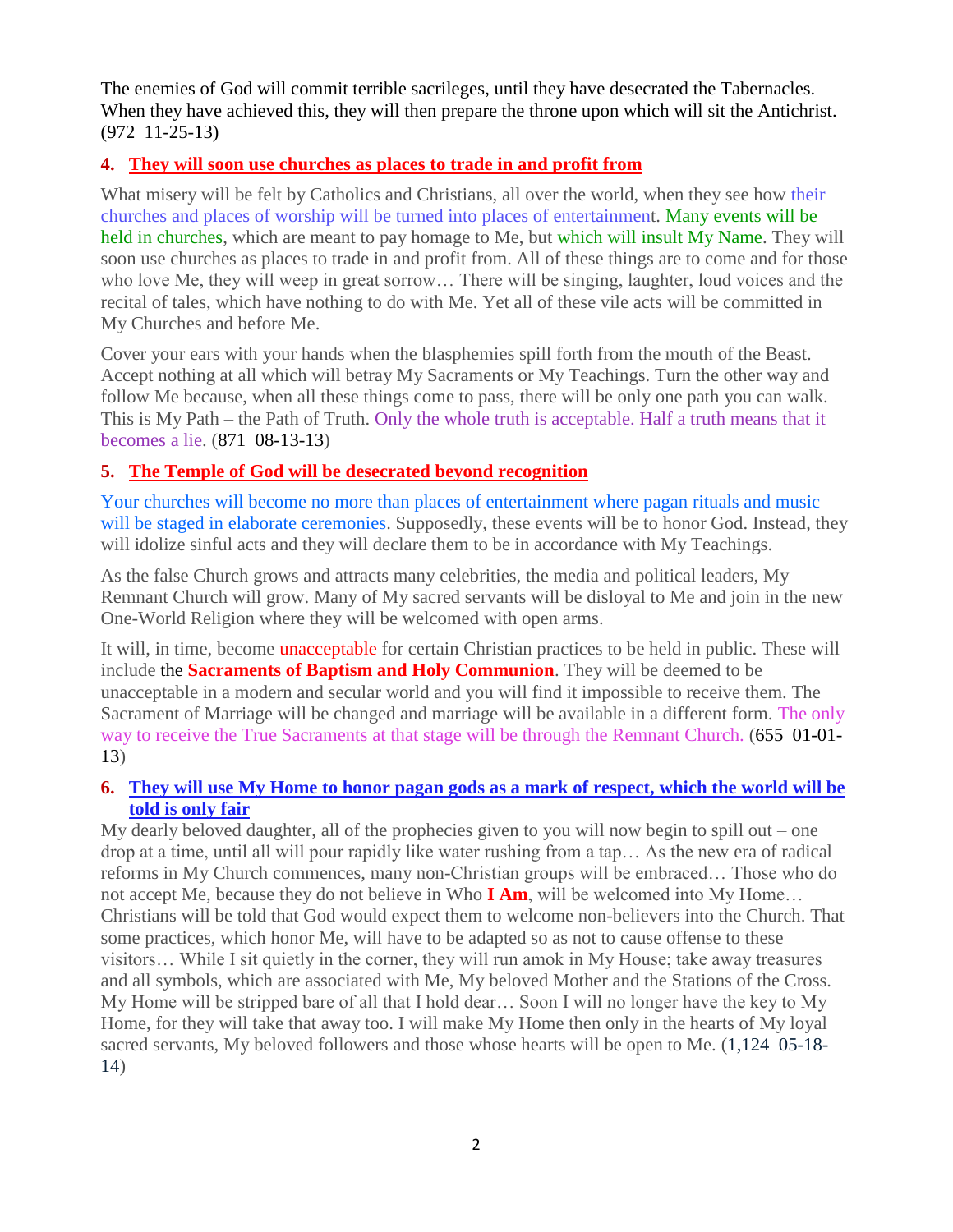The enemies of God will commit terrible sacrileges, until they have desecrated the Tabernacles. When they have achieved this, they will then prepare the throne upon which will sit the Antichrist. (972 11-25-13)

4. **They will soon use churches as places to trade in and profit from**

What misery will be felt by Catholics and Christians, all over the world, when they see how their churches and places of worship will be turned into places of entertainment. Many events will be held in churches, which are meant to pay homage to Me, but which will insult My Name. They will soon use churches as places to trade in and profit from. All of these things are to come and for those who love Me, they will weep in great sorrow… There will be singing, laughter, loud voices and the recital of tales, which have nothing to do with Me. Yet all of these vile acts will be committed in My Churches and before Me.

Cover your ears with your hands when the blasphemies spill forth from the mouth of the Beast. Accept nothing at all which will betray My Sacraments or My Teachings. Turn the other way and follow Me because, when all these things come to pass, there will be only one path you can walk. This is My Path – the Path of Truth. Only the whole truth is acceptable. Half a truth means that it becomes a lie. (871 08-13-13)

5. **The Temple of God will be desecrated beyond recognition**

Your churches will become no more than places of entertainment where pagan rituals and music will be staged in elaborate ceremonies. Supposedly, these events will be to honor God. Instead, they will idolize sinful acts and they will declare them to be in accordance with My Teachings.

As the false Church grows and attracts many celebrities, the media and political leaders, My Remnant Church will grow. Many of My sacred servants will be disloyal to Me and join in the new One-World Religion where they will be welcomed with open arms.

It will, in time, become unacceptable for certain Christian practices to be held in public. These will include the **Sacraments of Baptism and Holy Communion**. They will be deemed to be unacceptable in a modern and secular world and you will find it impossible to receive them. The Sacrament of Marriage will be changed and marriage will be available in a different form. The only way to receive the True Sacraments at that stage will be through the Remnant Church. (655 01-01-13)

6. **They will use My Home to honor pagan gods as a mark of respect, which the world will be told is only fair**

My dearly beloved daughter, all of the prophecies given to you will now begin to spill out – one drop at a time, until all will pour rapidly like water rushing from a tap… As the new era of radical reforms in My Church commences, many non-Christian groups will be embraced… Those who do not accept Me, because they do not believe in Who **I Am**, will be welcomed into My Home… Christians will be told that God would expect them to welcome non-believers into the Church. That some practices, which honor Me, will have to be adapted so as not to cause offense to these visitors… While I sit quietly in the corner, they will run amok in My House; take away treasures and all symbols, which are associated with Me, My beloved Mother and the Stations of the Cross. My Home will be stripped bare of all that I hold dear… Soon I will no longer have the key to My Home, for they will take that away too. I will make My Home then only in the hearts of My loyal sacred servants, My beloved followers and those whose hearts will be open to Me. (1,124 05-18-14)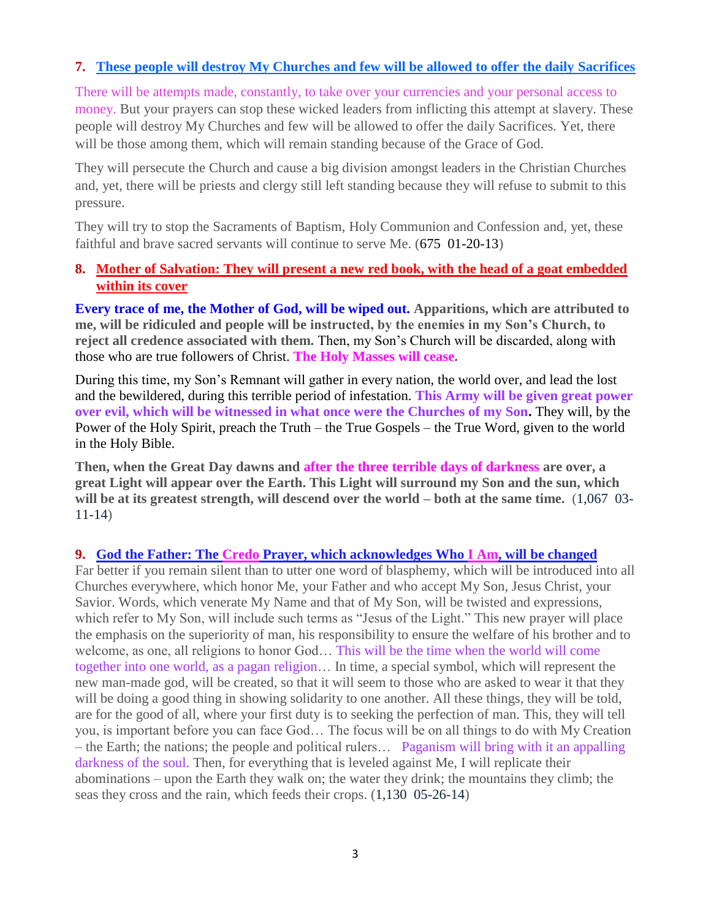7. **These people will destroy My Churches and few will be allowed to offer the daily Sacrifices**

There will be attempts made, constantly, to take over your currencies and your personal access to money. But your prayers can stop these wicked leaders from inflicting this attempt at slavery. These people will destroy My Churches and few will be allowed to offer the daily Sacrifices. Yet, there will be those among them, which will remain standing because of the Grace of God.

They will persecute the Church and cause a big division amongst leaders in the Christian Churches and, yet, there will be priests and clergy still left standing because they will refuse to submit to this pressure.

They will try to stop the Sacraments of Baptism, Holy Communion and Confession and, yet, these faithful and brave sacred servants will continue to serve Me. (675 01-20-13)

8. **Mother of Salvation: They will present a new red book, with the head of a goat embedded within its cover**

**Every trace of me, the Mother of God, will be wiped out. Apparitions, which are attributed to me, will be ridiculed and people will be instructed, by the enemies in my Son's Church, to reject all credence associated with them.** Then, my Son's Church will be discarded, along with those who are true followers of Christ. **The Holy Masses will cease.**

During this time, my Son's Remnant will gather in every nation, the world over, and lead the lost and the bewildered, during this terrible period of infestation. **This Army will be given great power over evil, which will be witnessed in what once were the Churches of my Son.** They will, by the Power of the Holy Spirit, preach the Truth – the True Gospels – the True Word, given to the world in the Holy Bible.

**Then, when the Great Day dawns and after the three terrible days of darkness are over, a great Light will appear over the Earth. This Light will surround my Son and the sun, which will be at its greatest strength, will descend over the world – both at the same time.** (1,067 03-11-14)

9. **God the Father: The Credo Prayer, which acknowledges Who I Am, will be changed**

Far better if you remain silent than to utter one word of blasphemy, which will be introduced into all Churches everywhere, which honor Me, your Father and who accept My Son, Jesus Christ, your Savior. Words, which venerate My Name and that of My Son, will be twisted and expressions, which refer to My Son, will include such terms as "Jesus of the Light." This new prayer will place the emphasis on the superiority of man, his responsibility to ensure the welfare of his brother and to welcome, as one, all religions to honor God… This will be the time when the world will come together into one world, as a pagan religion… In time, a special symbol, which will represent the new man-made god, will be created, so that it will seem to those who are asked to wear it that they will be doing a good thing in showing solidarity to one another. All these things, they will be told, are for the good of all, where your first duty is to seeking the perfection of man. This, they will tell you, is important before you can face God… The focus will be on all things to do with My Creation – the Earth; the nations; the people and political rulers… Paganism will bring with it an appalling darkness of the soul. Then, for everything that is leveled against Me, I will replicate their abominations – upon the Earth they walk on; the water they drink; the mountains they climb; the seas they cross and the rain, which feeds their crops. (1,130 05-26-14)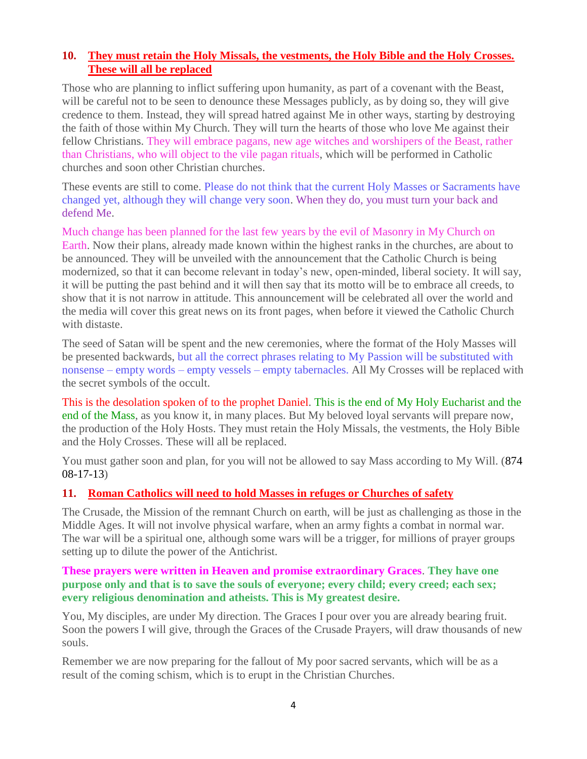## 10. They must retain the Holy Missals, the vestments, the Holy Bible and the Holy Crosses. These will all be replaced

Those who are planning to inflict suffering upon humanity, as part of a covenant with the Beast, will be careful not to be seen to denounce these Messages publicly, as by doing so, they will give credence to them. Instead, they will spread hatred against Me in other ways, starting by destroying the faith of those within My Church. They will turn the hearts of those who love Me against their fellow Christians. They will embrace pagans, new age witches and worshipers of the Beast, rather than Christians, who will object to the vile pagan rituals, which will be performed in Catholic churches and soon other Christian churches.

These events are still to come. Please do not think that the current Holy Masses or Sacraments have changed yet, although they will change very soon. When they do, you must turn your back and defend Me.

Much change has been planned for the last few years by the evil of Masonry in My Church on Earth. Now their plans, already made known within the highest ranks in the churches, are about to be announced. They will be unveiled with the announcement that the Catholic Church is being modernized, so that it can become relevant in today's new, open-minded, liberal society. It will say, it will be putting the past behind and it will then say that its motto will be to embrace all creeds, to show that it is not narrow in attitude. This announcement will be celebrated all over the world and the media will cover this great news on its front pages, when before it viewed the Catholic Church with distaste.

The seed of Satan will be spent and the new ceremonies, where the format of the Holy Masses will be presented backwards, but all the correct phrases relating to My Passion will be substituted with nonsense – empty words – empty vessels – empty tabernacles. All My Crosses will be replaced with the secret symbols of the occult.

This is the desolation spoken of to the prophet Daniel. This is the end of My Holy Eucharist and the end of the Mass, as you know it, in many places. But My beloved loyal servants will prepare now, the production of the Holy Hosts. They must retain the Holy Missals, the vestments, the Holy Bible and the Holy Crosses. These will all be replaced.

You must gather soon and plan, for you will not be allowed to say Mass according to My Will. (874 08-17-13)

## 11. Roman Catholics will need to hold Masses in refuges or Churches of safety

The Crusade, the Mission of the remnant Church on earth, will be just as challenging as those in the Middle Ages. It will not involve physical warfare, when an army fights a combat in normal war. The war will be a spiritual one, although some wars will be a trigger, for millions of prayer groups setting up to dilute the power of the Antichrist.

**These prayers were written in Heaven and promise extraordinary Graces. They have one purpose only and that is to save the souls of everyone; every child; every creed; each sex; every religious denomination and atheists. This is My greatest desire.**

You, My disciples, are under My direction. The Graces I pour over you are already bearing fruit. Soon the powers I will give, through the Graces of the Crusade Prayers, will draw thousands of new souls.

Remember we are now preparing for the fallout of My poor sacred servants, which will be as a result of the coming schism, which is to erupt in the Christian Churches.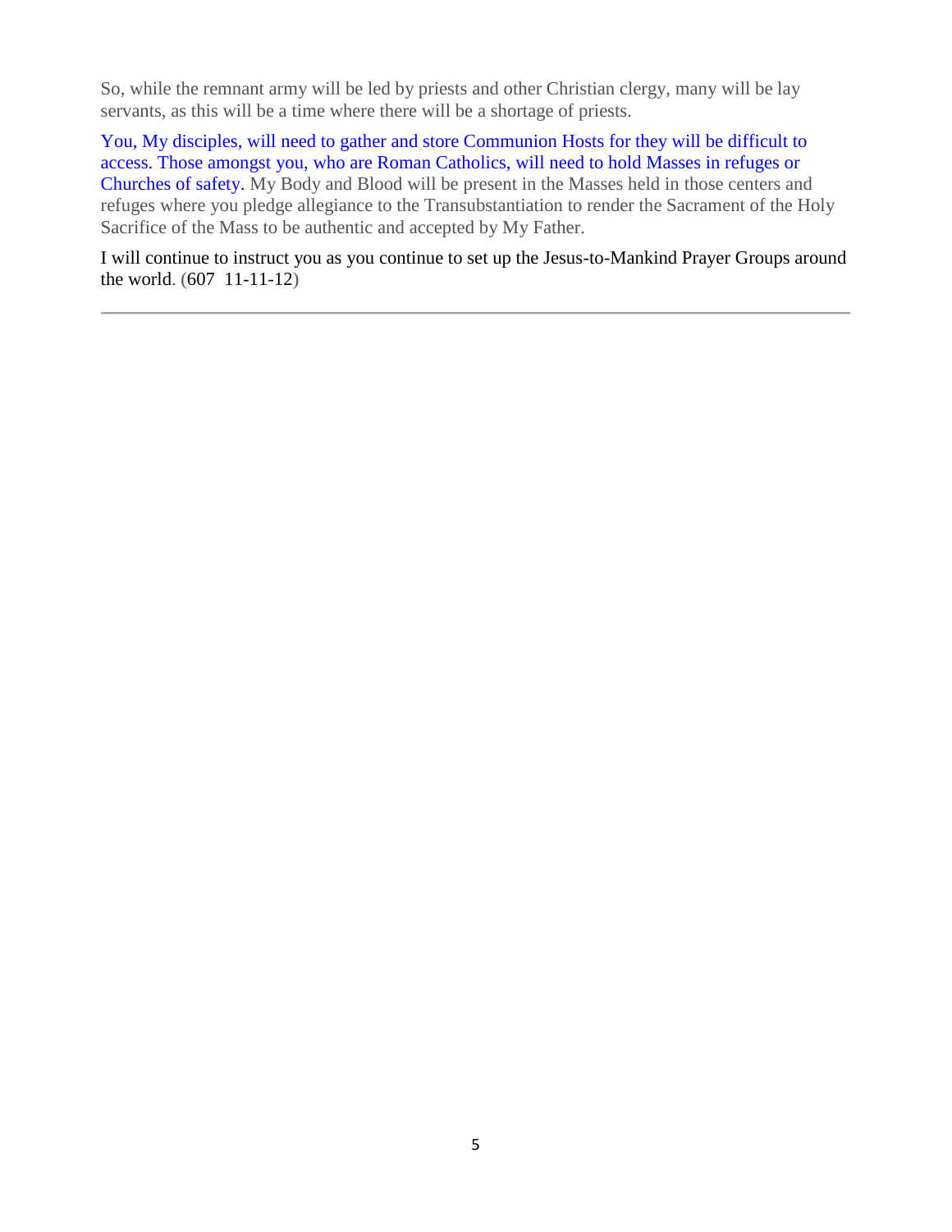So, while the remnant army will be led by priests and other Christian clergy, many will be lay servants, as this will be a time where there will be a shortage of priests.

You, My disciples, will need to gather and store Communion Hosts for they will be difficult to access. Those amongst you, who are Roman Catholics, will need to hold Masses in refuges or Churches of safety. My Body and Blood will be present in the Masses held in those centers and refuges where you pledge allegiance to the Transubstantiation to render the Sacrament of the Holy Sacrifice of the Mass to be authentic and accepted by My Father.

I will continue to instruct you as you continue to set up the Jesus-to-Mankind Prayer Groups around the world. (607 11-11-12)

---